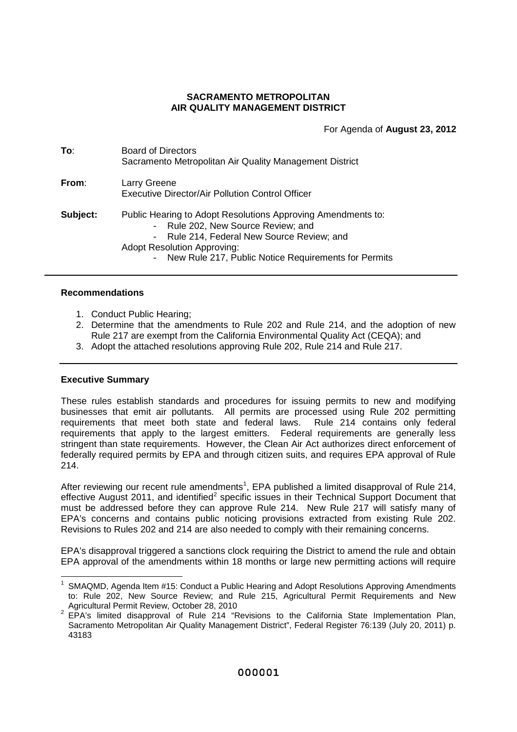**SACRAMENTO METROPOLITAN**
**AIR QUALITY MANAGEMENT DISTRICT**

For Agenda of **August 23, 2012**

**To**: Board of Directors
Sacramento Metropolitan Air Quality Management District

**From**: Larry Greene
Executive Director/Air Pollution Control Officer

**Subject:** Public Hearing to Adopt Resolutions Approving Amendments to:
- Rule 202, New Source Review; and
- Rule 214, Federal New Source Review; and

Adopt Resolution Approving:
- New Rule 217, Public Notice Requirements for Permits

---

**Recommendations**

1. Conduct Public Hearing;
2. Determine that the amendments to Rule 202 and Rule 214, and the adoption of new Rule 217 are exempt from the California Environmental Quality Act (CEQA); and
3. Adopt the attached resolutions approving Rule 202, Rule 214 and Rule 217.

---

**Executive Summary**

These rules establish standards and procedures for issuing permits to new and modifying businesses that emit air pollutants. All permits are processed using Rule 202 permitting requirements that meet both state and federal laws. Rule 214 contains only federal requirements that apply to the largest emitters. Federal requirements are generally less stringent than state requirements. However, the Clean Air Act authorizes direct enforcement of federally required permits by EPA and through citizen suits, and requires EPA approval of Rule 214.

After reviewing our recent rule amendments[1], EPA published a limited disapproval of Rule 214, effective August 2011, and identified[2] specific issues in their Technical Support Document that must be addressed before they can approve Rule 214. New Rule 217 will satisfy many of EPA's concerns and contains public noticing provisions extracted from existing Rule 202. Revisions to Rules 202 and 214 are also needed to comply with their remaining concerns.

EPA's disapproval triggered a sanctions clock requiring the District to amend the rule and obtain EPA approval of the amendments within 18 months or large new permitting actions will require

---

[1] SMAQMD, Agenda Item #15: Conduct a Public Hearing and Adopt Resolutions Approving Amendments to: Rule 202, New Source Review; and Rule 215, Agricultural Permit Requirements and New Agricultural Permit Review, October 28, 2010

[2] EPA's limited disapproval of Rule 214 "Revisions to the California State Implementation Plan, Sacramento Metropolitan Air Quality Management District", Federal Register 76:139 (July 20, 2011) p. 43183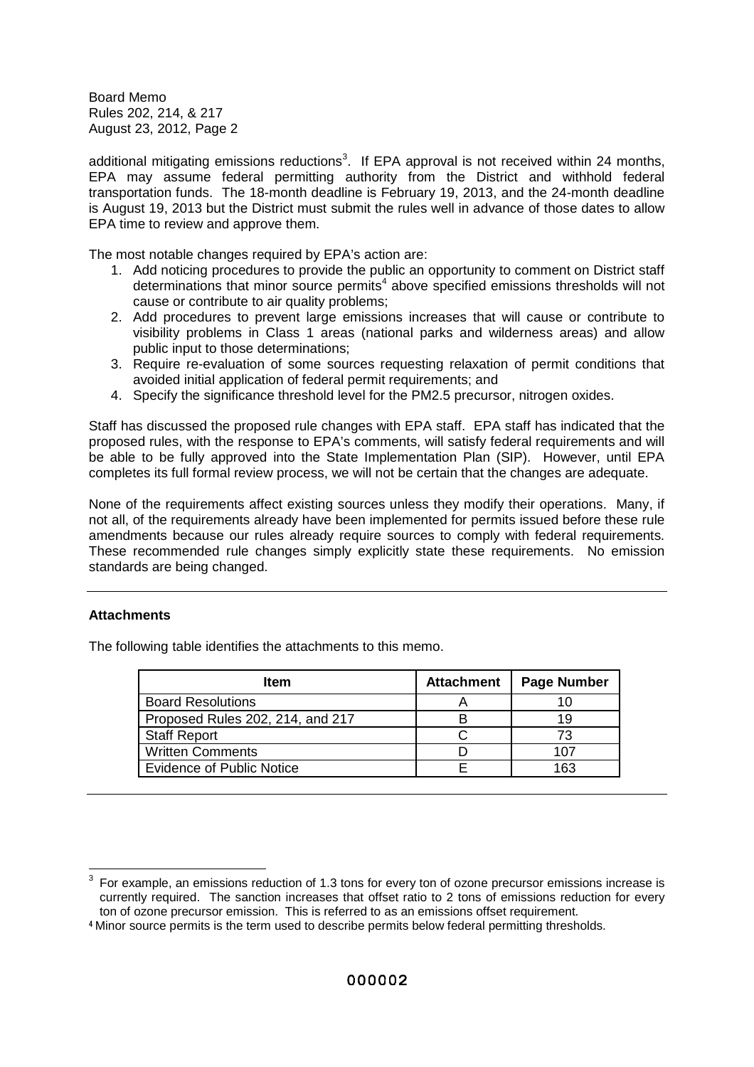additional mitigating emissions reductions[3]. If EPA approval is not received within 24 months, EPA may assume federal permitting authority from the District and withhold federal transportation funds. The 18-month deadline is February 19, 2013, and the 24-month deadline is August 19, 2013 but the District must submit the rules well in advance of those dates to allow EPA time to review and approve them.

The most notable changes required by EPA's action are:

1. Add noticing procedures to provide the public an opportunity to comment on District staff determinations that minor source permits[4] above specified emissions thresholds will not cause or contribute to air quality problems;
2. Add procedures to prevent large emissions increases that will cause or contribute to visibility problems in Class 1 areas (national parks and wilderness areas) and allow public input to those determinations;
3. Require re-evaluation of some sources requesting relaxation of permit conditions that avoided initial application of federal permit requirements; and
4. Specify the significance threshold level for the PM2.5 precursor, nitrogen oxides.

Staff has discussed the proposed rule changes with EPA staff. EPA staff has indicated that the proposed rules, with the response to EPA's comments, will satisfy federal requirements and will be able to be fully approved into the State Implementation Plan (SIP). However, until EPA completes its full formal review process, we will not be certain that the changes are adequate.

None of the requirements affect existing sources unless they modify their operations. Many, if not all, of the requirements already have been implemented for permits issued before these rule amendments because our rules already require sources to comply with federal requirements. These recommended rule changes simply explicitly state these requirements. No emission standards are being changed.

---

**Attachments**

The following table identifies the attachments to this memo.

| Item | Attachment | Page Number |
|---|---|---|
| Board Resolutions | A | 10 |
| Proposed Rules 202, 214, and 217 | B | 19 |
| Staff Report | C | 73 |
| Written Comments | D | 107 |
| Evidence of Public Notice | E | 163 |

---

[3] For example, an emissions reduction of 1.3 tons for every ton of ozone precursor emissions increase is currently required. The sanction increases that offset ratio to 2 tons of emissions reduction for every ton of ozone precursor emission. This is referred to as an emissions offset requirement.

[4] Minor source permits is the term used to describe permits below federal permitting thresholds.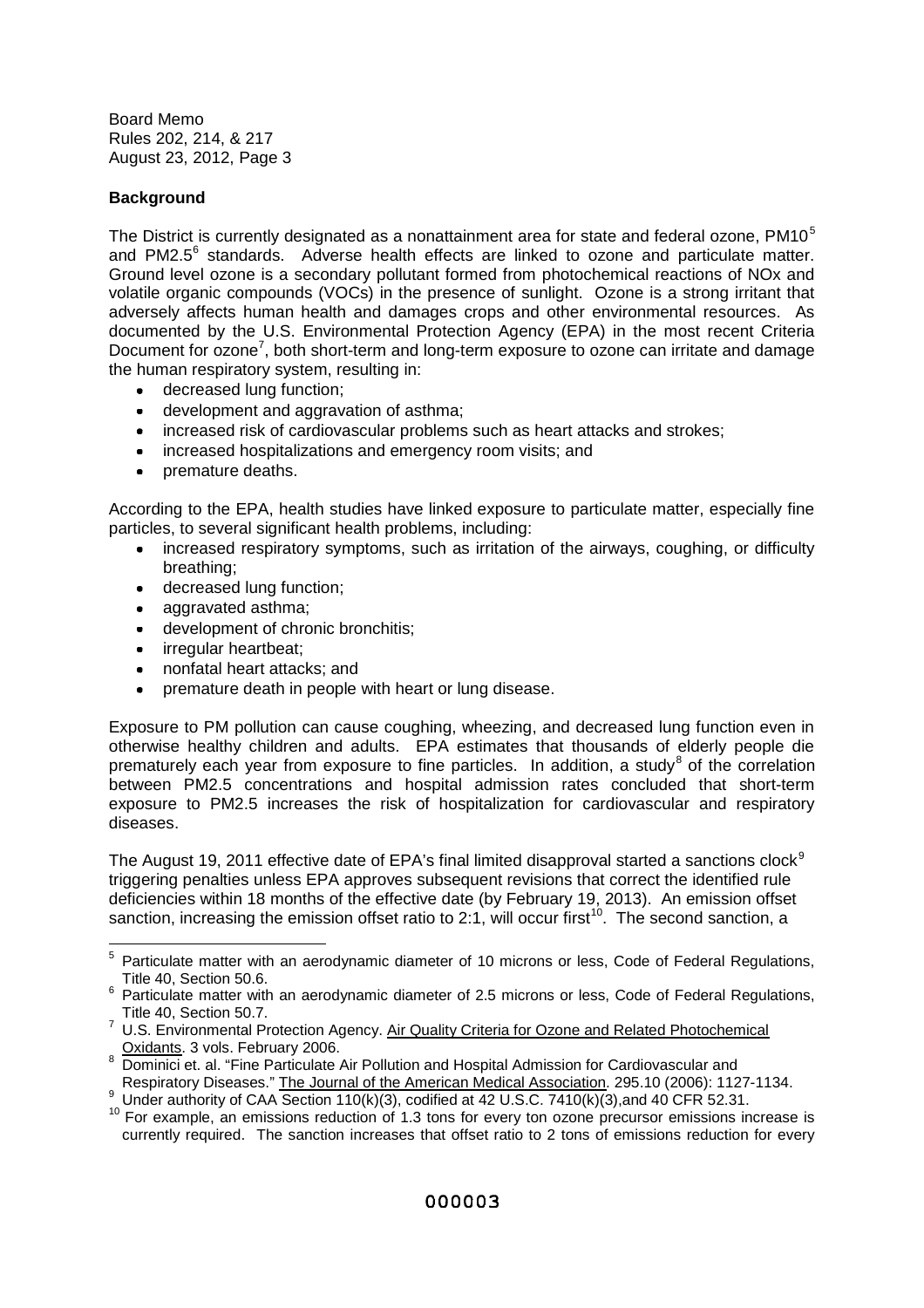## Background

The District is currently designated as a nonattainment area for state and federal ozone, PM10[5] and PM2.5[6] standards. Adverse health effects are linked to ozone and particulate matter. Ground level ozone is a secondary pollutant formed from photochemical reactions of NOx and volatile organic compounds (VOCs) in the presence of sunlight. Ozone is a strong irritant that adversely affects human health and damages crops and other environmental resources. As documented by the U.S. Environmental Protection Agency (EPA) in the most recent Criteria Document for ozone[7], both short-term and long-term exposure to ozone can irritate and damage the human respiratory system, resulting in:

- decreased lung function;
- development and aggravation of asthma;
- increased risk of cardiovascular problems such as heart attacks and strokes;
- increased hospitalizations and emergency room visits; and
- premature deaths.

According to the EPA, health studies have linked exposure to particulate matter, especially fine particles, to several significant health problems, including:

- increased respiratory symptoms, such as irritation of the airways, coughing, or difficulty breathing;
- decreased lung function;
- aggravated asthma;
- development of chronic bronchitis;
- irregular heartbeat;
- nonfatal heart attacks; and
- premature death in people with heart or lung disease.

Exposure to PM pollution can cause coughing, wheezing, and decreased lung function even in otherwise healthy children and adults. EPA estimates that thousands of elderly people die prematurely each year from exposure to fine particles. In addition, a study[8] of the correlation between PM2.5 concentrations and hospital admission rates concluded that short-term exposure to PM2.5 increases the risk of hospitalization for cardiovascular and respiratory diseases.

The August 19, 2011 effective date of EPA's final limited disapproval started a sanctions clock[9] triggering penalties unless EPA approves subsequent revisions that correct the identified rule deficiencies within 18 months of the effective date (by February 19, 2013). An emission offset sanction, increasing the emission offset ratio to 2:1, will occur first[10]. The second sanction, a

---

[5] Particulate matter with an aerodynamic diameter of 10 microns or less, Code of Federal Regulations, Title 40, Section 50.6.

[6] Particulate matter with an aerodynamic diameter of 2.5 microns or less, Code of Federal Regulations, Title 40, Section 50.7.

[7] U.S. Environmental Protection Agency. Air Quality Criteria for Ozone and Related Photochemical Oxidants. 3 vols. February 2006.

[8] Dominici et. al. "Fine Particulate Air Pollution and Hospital Admission for Cardiovascular and Respiratory Diseases." The Journal of the American Medical Association. 295.10 (2006): 1127-1134.

[9] Under authority of CAA Section 110(k)(3), codified at 42 U.S.C. 7410(k)(3),and 40 CFR 52.31.

[10] For example, an emissions reduction of 1.3 tons for every ton ozone precursor emissions increase is currently required. The sanction increases that offset ratio to 2 tons of emissions reduction for every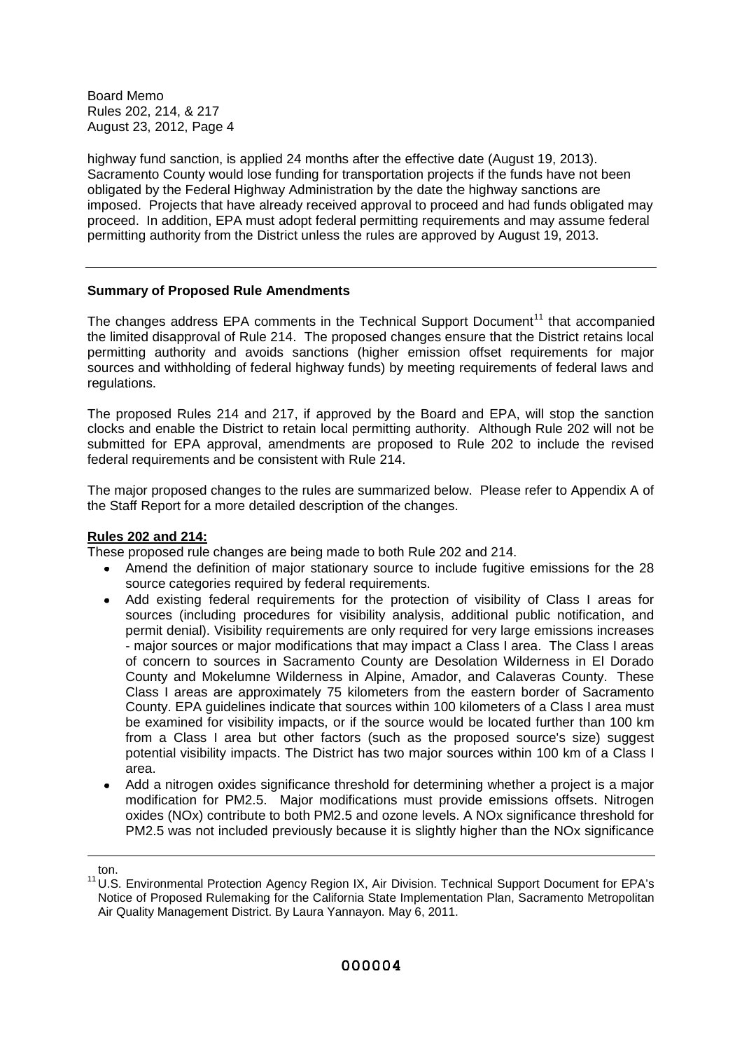highway fund sanction, is applied 24 months after the effective date (August 19, 2013). Sacramento County would lose funding for transportation projects if the funds have not been obligated by the Federal Highway Administration by the date the highway sanctions are imposed. Projects that have already received approval to proceed and had funds obligated may proceed. In addition, EPA must adopt federal permitting requirements and may assume federal permitting authority from the District unless the rules are approved by August 19, 2013.

---

**Summary of Proposed Rule Amendments**

The changes address EPA comments in the Technical Support Document[11] that accompanied the limited disapproval of Rule 214. The proposed changes ensure that the District retains local permitting authority and avoids sanctions (higher emission offset requirements for major sources and withholding of federal highway funds) by meeting requirements of federal laws and regulations.

The proposed Rules 214 and 217, if approved by the Board and EPA, will stop the sanction clocks and enable the District to retain local permitting authority. Although Rule 202 will not be submitted for EPA approval, amendments are proposed to Rule 202 to include the revised federal requirements and be consistent with Rule 214.

The major proposed changes to the rules are summarized below. Please refer to Appendix A of the Staff Report for a more detailed description of the changes.

**Rules 202 and 214:**

These proposed rule changes are being made to both Rule 202 and 214.

- Amend the definition of major stationary source to include fugitive emissions for the 28 source categories required by federal requirements.
- Add existing federal requirements for the protection of visibility of Class I areas for sources (including procedures for visibility analysis, additional public notification, and permit denial). Visibility requirements are only required for very large emissions increases - major sources or major modifications that may impact a Class I area. The Class I areas of concern to sources in Sacramento County are Desolation Wilderness in El Dorado County and Mokelumne Wilderness in Alpine, Amador, and Calaveras County. These Class I areas are approximately 75 kilometers from the eastern border of Sacramento County. EPA guidelines indicate that sources within 100 kilometers of a Class I area must be examined for visibility impacts, or if the source would be located further than 100 km from a Class I area but other factors (such as the proposed source's size) suggest potential visibility impacts. The District has two major sources within 100 km of a Class I area.
- Add a nitrogen oxides significance threshold for determining whether a project is a major modification for PM2.5. Major modifications must provide emissions offsets. Nitrogen oxides (NOx) contribute to both PM2.5 and ozone levels. A NOx significance threshold for PM2.5 was not included previously because it is slightly higher than the NOx significance

---

ton.

[11] U.S. Environmental Protection Agency Region IX, Air Division. Technical Support Document for EPA's Notice of Proposed Rulemaking for the California State Implementation Plan, Sacramento Metropolitan Air Quality Management District. By Laura Yannayon. May 6, 2011.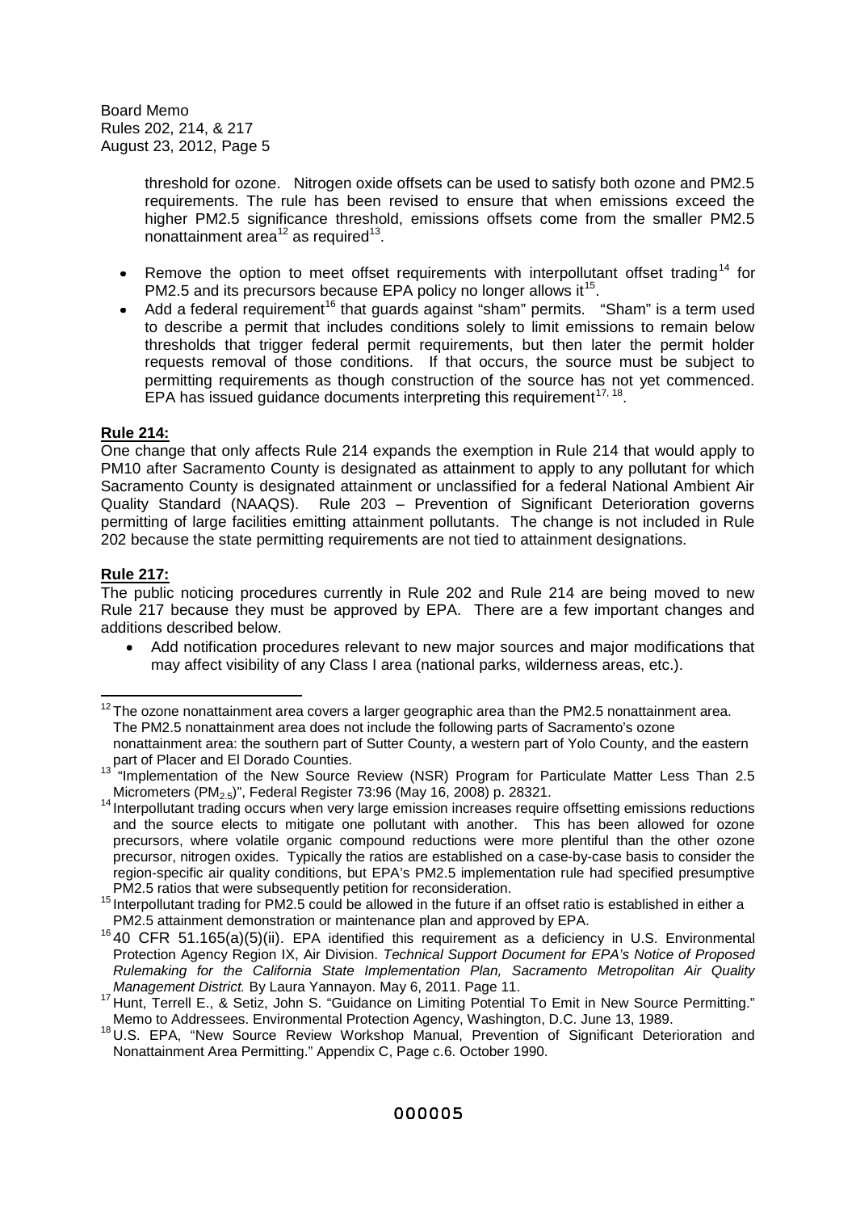threshold for ozone. Nitrogen oxide offsets can be used to satisfy both ozone and PM2.5 requirements. The rule has been revised to ensure that when emissions exceed the higher PM2.5 significance threshold, emissions offsets come from the smaller PM2.5 nonattainment area[12] as required[13].

- Remove the option to meet offset requirements with interpollutant offset trading[14] for PM2.5 and its precursors because EPA policy no longer allows it[15].
- Add a federal requirement[16] that guards against "sham" permits. "Sham" is a term used to describe a permit that includes conditions solely to limit emissions to remain below thresholds that trigger federal permit requirements, but then later the permit holder requests removal of those conditions. If that occurs, the source must be subject to permitting requirements as though construction of the source has not yet commenced. EPA has issued guidance documents interpreting this requirement[17, 18].

**Rule 214:**

One change that only affects Rule 214 expands the exemption in Rule 214 that would apply to PM10 after Sacramento County is designated as attainment to apply to any pollutant for which Sacramento County is designated attainment or unclassified for a federal National Ambient Air Quality Standard (NAAQS). Rule 203 – Prevention of Significant Deterioration governs permitting of large facilities emitting attainment pollutants. The change is not included in Rule 202 because the state permitting requirements are not tied to attainment designations.

**Rule 217:**

The public noticing procedures currently in Rule 202 and Rule 214 are being moved to new Rule 217 because they must be approved by EPA. There are a few important changes and additions described below.

- Add notification procedures relevant to new major sources and major modifications that may affect visibility of any Class I area (national parks, wilderness areas, etc.).

---

[12] The ozone nonattainment area covers a larger geographic area than the PM2.5 nonattainment area. The PM2.5 nonattainment area does not include the following parts of Sacramento's ozone nonattainment area: the southern part of Sutter County, a western part of Yolo County, and the eastern part of Placer and El Dorado Counties.

[13] "Implementation of the New Source Review (NSR) Program for Particulate Matter Less Than 2.5 Micrometers ($PM_{2.5}$)", Federal Register 73:96 (May 16, 2008) p. 28321.

[14] Interpollutant trading occurs when very large emission increases require offsetting emissions reductions and the source elects to mitigate one pollutant with another. This has been allowed for ozone precursors, where volatile organic compound reductions were more plentiful than the other ozone precursor, nitrogen oxides. Typically the ratios are established on a case-by-case basis to consider the region-specific air quality conditions, but EPA's PM2.5 implementation rule had specified presumptive PM2.5 ratios that were subsequently petition for reconsideration.

[15] Interpollutant trading for PM2.5 could be allowed in the future if an offset ratio is established in either a PM2.5 attainment demonstration or maintenance plan and approved by EPA.

[16] 40 CFR 51.165(a)(5)(ii). EPA identified this requirement as a deficiency in U.S. Environmental Protection Agency Region IX, Air Division. *Technical Support Document for EPA's Notice of Proposed Rulemaking for the California State Implementation Plan, Sacramento Metropolitan Air Quality Management District.* By Laura Yannayon. May 6, 2011. Page 11.

[17] Hunt, Terrell E., & Setiz, John S. "Guidance on Limiting Potential To Emit in New Source Permitting." Memo to Addressees. Environmental Protection Agency, Washington, D.C. June 13, 1989.

[18] U.S. EPA, "New Source Review Workshop Manual, Prevention of Significant Deterioration and Nonattainment Area Permitting." Appendix C, Page c.6. October 1990.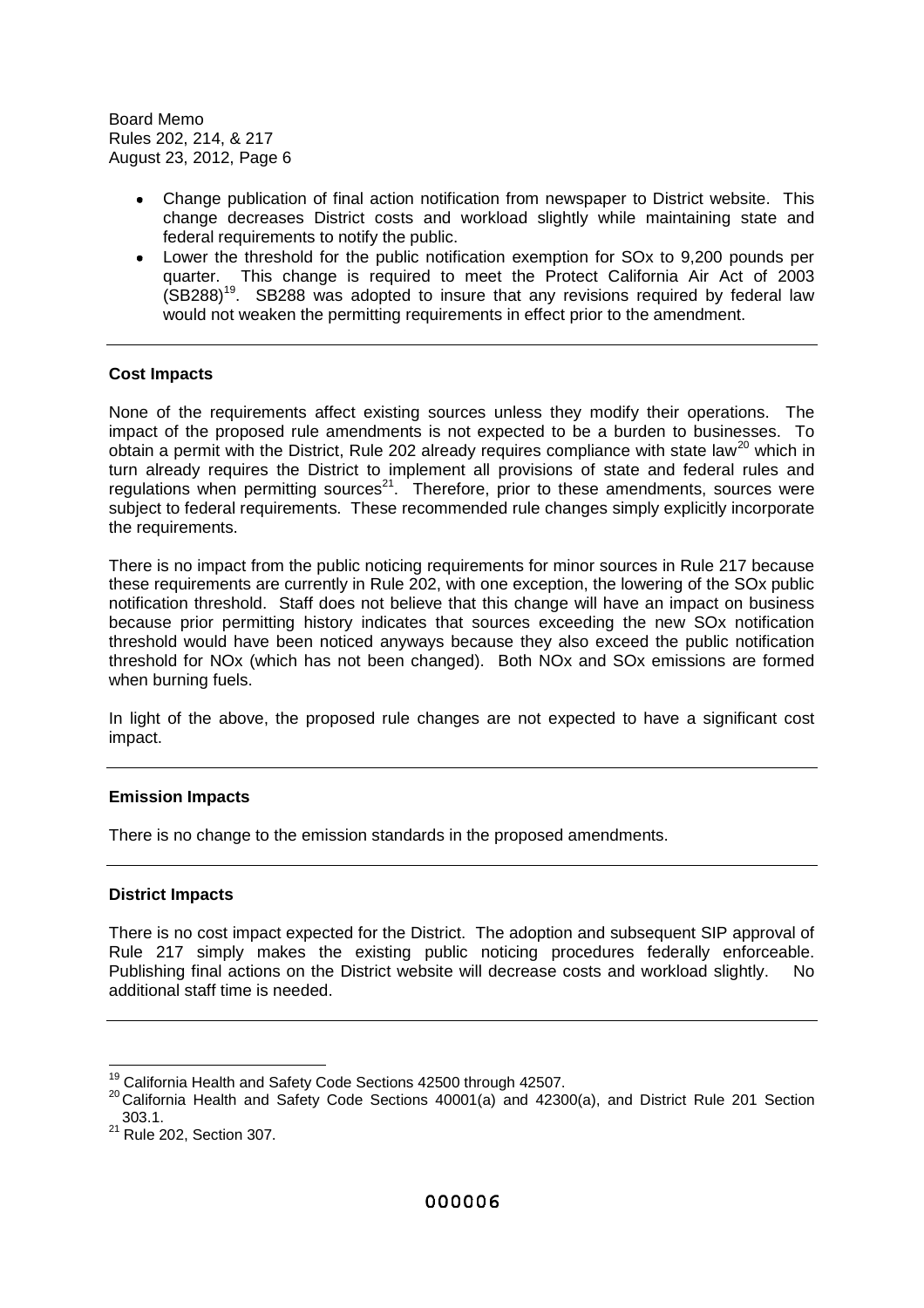- Change publication of final action notification from newspaper to District website. This change decreases District costs and workload slightly while maintaining state and federal requirements to notify the public.
- Lower the threshold for the public notification exemption for SOx to 9,200 pounds per quarter. This change is required to meet the Protect California Air Act of 2003 (SB288)[19]. SB288 was adopted to insure that any revisions required by federal law would not weaken the permitting requirements in effect prior to the amendment.

---

**Cost Impacts**

None of the requirements affect existing sources unless they modify their operations. The impact of the proposed rule amendments is not expected to be a burden to businesses. To obtain a permit with the District, Rule 202 already requires compliance with state law[20] which in turn already requires the District to implement all provisions of state and federal rules and regulations when permitting sources[21]. Therefore, prior to these amendments, sources were subject to federal requirements. These recommended rule changes simply explicitly incorporate the requirements.

There is no impact from the public noticing requirements for minor sources in Rule 217 because these requirements are currently in Rule 202, with one exception, the lowering of the SOx public notification threshold. Staff does not believe that this change will have an impact on business because prior permitting history indicates that sources exceeding the new SOx notification threshold would have been noticed anyways because they also exceed the public notification threshold for NOx (which has not been changed). Both NOx and SOx emissions are formed when burning fuels.

In light of the above, the proposed rule changes are not expected to have a significant cost impact.

---

**Emission Impacts**

There is no change to the emission standards in the proposed amendments.

---

**District Impacts**

There is no cost impact expected for the District. The adoption and subsequent SIP approval of Rule 217 simply makes the existing public noticing procedures federally enforceable. Publishing final actions on the District website will decrease costs and workload slightly. No additional staff time is needed.

---

[19] California Health and Safety Code Sections 42500 through 42507.

[20] California Health and Safety Code Sections 40001(a) and 42300(a), and District Rule 201 Section 303.1.

[21] Rule 202, Section 307.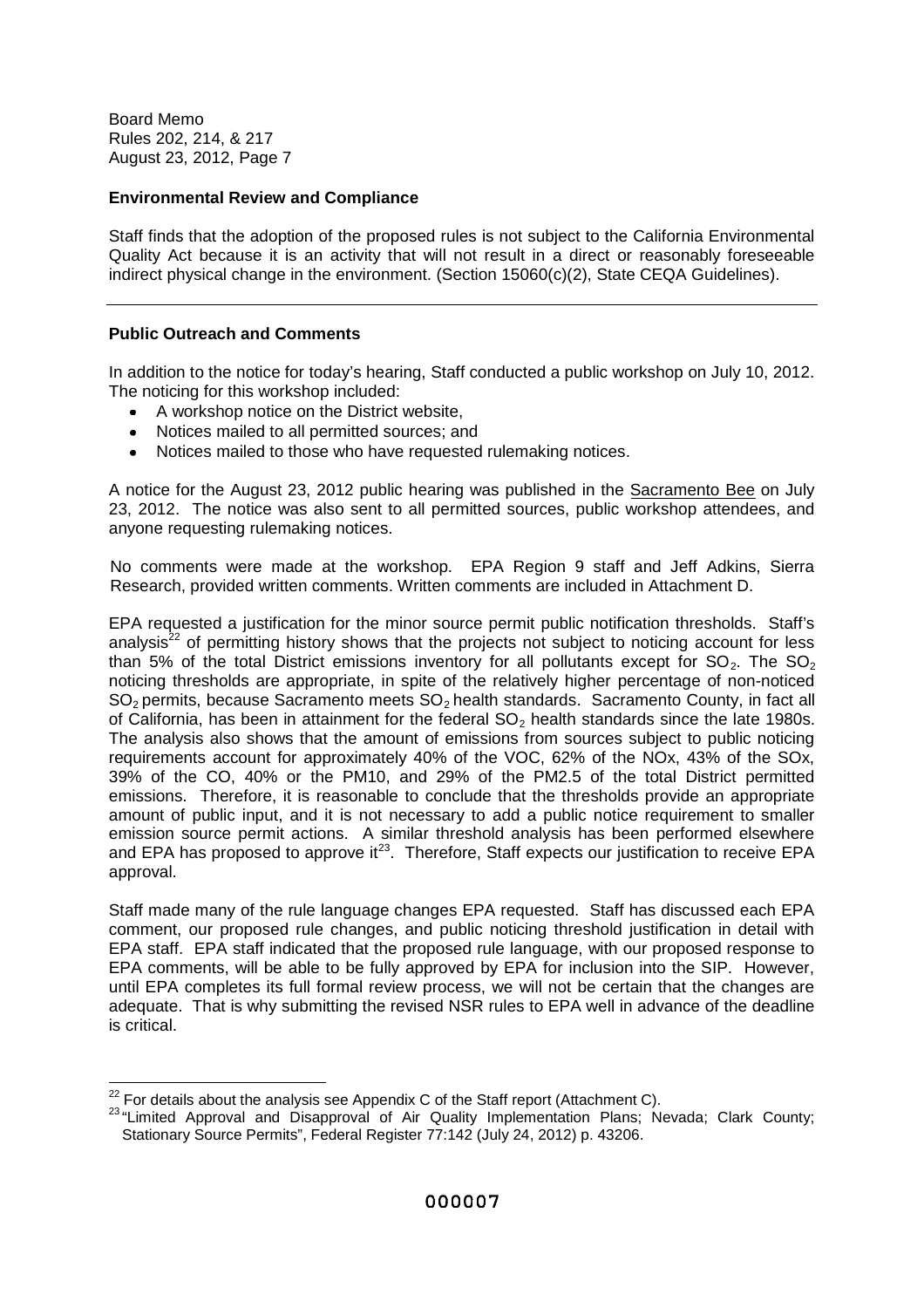**Environmental Review and Compliance**

Staff finds that the adoption of the proposed rules is not subject to the California Environmental Quality Act because it is an activity that will not result in a direct or reasonably foreseeable indirect physical change in the environment. (Section 15060(c)(2), State CEQA Guidelines).

---

**Public Outreach and Comments**

In addition to the notice for today's hearing, Staff conducted a public workshop on July 10, 2012. The noticing for this workshop included:

- A workshop notice on the District website,
- Notices mailed to all permitted sources; and
- Notices mailed to those who have requested rulemaking notices.

A notice for the August 23, 2012 public hearing was published in the Sacramento Bee on July 23, 2012. The notice was also sent to all permitted sources, public workshop attendees, and anyone requesting rulemaking notices.

No comments were made at the workshop. EPA Region 9 staff and Jeff Adkins, Sierra Research, provided written comments. Written comments are included in Attachment D.

EPA requested a justification for the minor source permit public notification thresholds. Staff's analysis[22] of permitting history shows that the projects not subject to noticing account for less than 5% of the total District emissions inventory for all pollutants except for $SO_2$. The $SO_2$ noticing thresholds are appropriate, in spite of the relatively higher percentage of non-noticed $SO_2$ permits, because Sacramento meets $SO_2$ health standards. Sacramento County, in fact all of California, has been in attainment for the federal $SO_2$ health standards since the late 1980s. The analysis also shows that the amount of emissions from sources subject to public noticing requirements account for approximately 40% of the VOC, 62% of the NOx, 43% of the SOx, 39% of the CO, 40% or the PM10, and 29% of the PM2.5 of the total District permitted emissions. Therefore, it is reasonable to conclude that the thresholds provide an appropriate amount of public input, and it is not necessary to add a public notice requirement to smaller emission source permit actions. A similar threshold analysis has been performed elsewhere and EPA has proposed to approve it[23]. Therefore, Staff expects our justification to receive EPA approval.

Staff made many of the rule language changes EPA requested. Staff has discussed each EPA comment, our proposed rule changes, and public noticing threshold justification in detail with EPA staff. EPA staff indicated that the proposed rule language, with our proposed response to EPA comments, will be able to be fully approved by EPA for inclusion into the SIP. However, until EPA completes its full formal review process, we will not be certain that the changes are adequate. That is why submitting the revised NSR rules to EPA well in advance of the deadline is critical.

---

[22] For details about the analysis see Appendix C of the Staff report (Attachment C).

[23] "Limited Approval and Disapproval of Air Quality Implementation Plans; Nevada; Clark County; Stationary Source Permits", Federal Register 77:142 (July 24, 2012) p. 43206.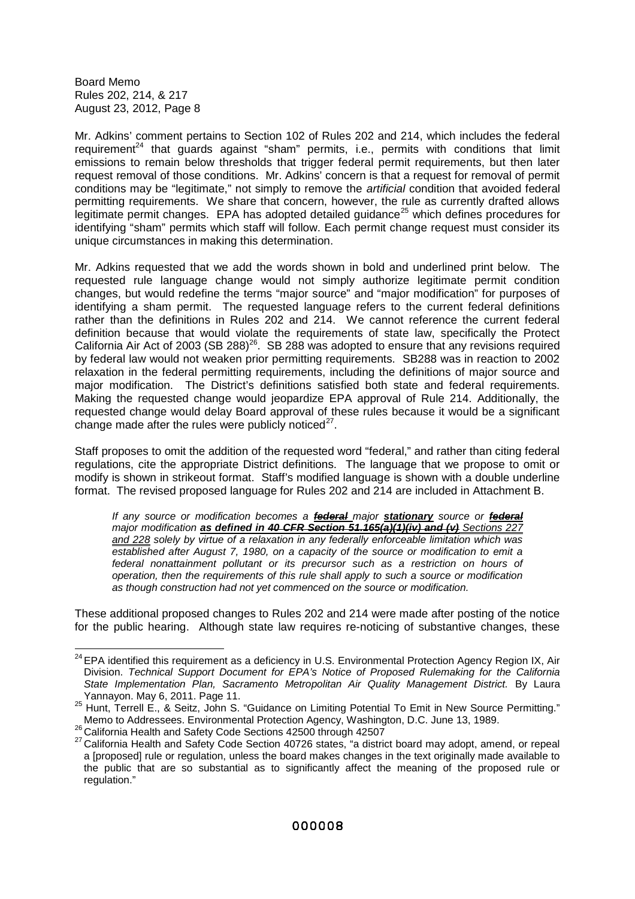Mr. Adkins' comment pertains to Section 102 of Rules 202 and 214, which includes the federal requirement[24] that guards against "sham" permits, i.e., permits with conditions that limit emissions to remain below thresholds that trigger federal permit requirements, but then later request removal of those conditions. Mr. Adkins' concern is that a request for removal of permit conditions may be "legitimate," not simply to remove the *artificial* condition that avoided federal permitting requirements. We share that concern, however, the rule as currently drafted allows legitimate permit changes. EPA has adopted detailed guidance[25] which defines procedures for identifying "sham" permits which staff will follow. Each permit change request must consider its unique circumstances in making this determination.

Mr. Adkins requested that we add the words shown in bold and underlined print below. The requested rule language change would not simply authorize legitimate permit condition changes, but would redefine the terms "major source" and "major modification" for purposes of identifying a sham permit. The requested language refers to the current federal definitions rather than the definitions in Rules 202 and 214. We cannot reference the current federal definition because that would violate the requirements of state law, specifically the Protect California Air Act of 2003 (SB 288)[26]. SB 288 was adopted to ensure that any revisions required by federal law would not weaken prior permitting requirements. SB288 was in reaction to 2002 relaxation in the federal permitting requirements, including the definitions of major source and major modification. The District's definitions satisfied both state and federal requirements. Making the requested change would jeopardize EPA approval of Rule 214. Additionally, the requested change would delay Board approval of these rules because it would be a significant change made after the rules were publicly noticed[27].

Staff proposes to omit the addition of the requested word "federal," and rather than citing federal regulations, cite the appropriate District definitions. The language that we propose to omit or modify is shown in strikeout format. Staff's modified language is shown with a double underline format. The revised proposed language for Rules 202 and 214 are included in Attachment B.

> *If any source or modification becomes a ~~**federal**~~ major **stationary** source or ~~**federal**~~ major modification ~~**as defined in 40 CFR Section 51.165(a)(1)(iv) and (v)**~~ Sections 227 and 228 solely by virtue of a relaxation in any federally enforceable limitation which was established after August 7, 1980, on a capacity of the source or modification to emit a federal nonattainment pollutant or its precursor such as a restriction on hours of operation, then the requirements of this rule shall apply to such a source or modification as though construction had not yet commenced on the source or modification.*

These additional proposed changes to Rules 202 and 214 were made after posting of the notice for the public hearing. Although state law requires re-noticing of substantive changes, these

---

[24] EPA identified this requirement as a deficiency in U.S. Environmental Protection Agency Region IX, Air Division. *Technical Support Document for EPA's Notice of Proposed Rulemaking for the California State Implementation Plan, Sacramento Metropolitan Air Quality Management District.* By Laura Yannayon. May 6, 2011. Page 11.

[25] Hunt, Terrell E., & Seitz, John S. "Guidance on Limiting Potential To Emit in New Source Permitting." Memo to Addressees. Environmental Protection Agency, Washington, D.C. June 13, 1989.

[26] California Health and Safety Code Sections 42500 through 42507

[27] California Health and Safety Code Section 40726 states, "a district board may adopt, amend, or repeal a [proposed] rule or regulation, unless the board makes changes in the text originally made available to the public that are so substantial as to significantly affect the meaning of the proposed rule or regulation."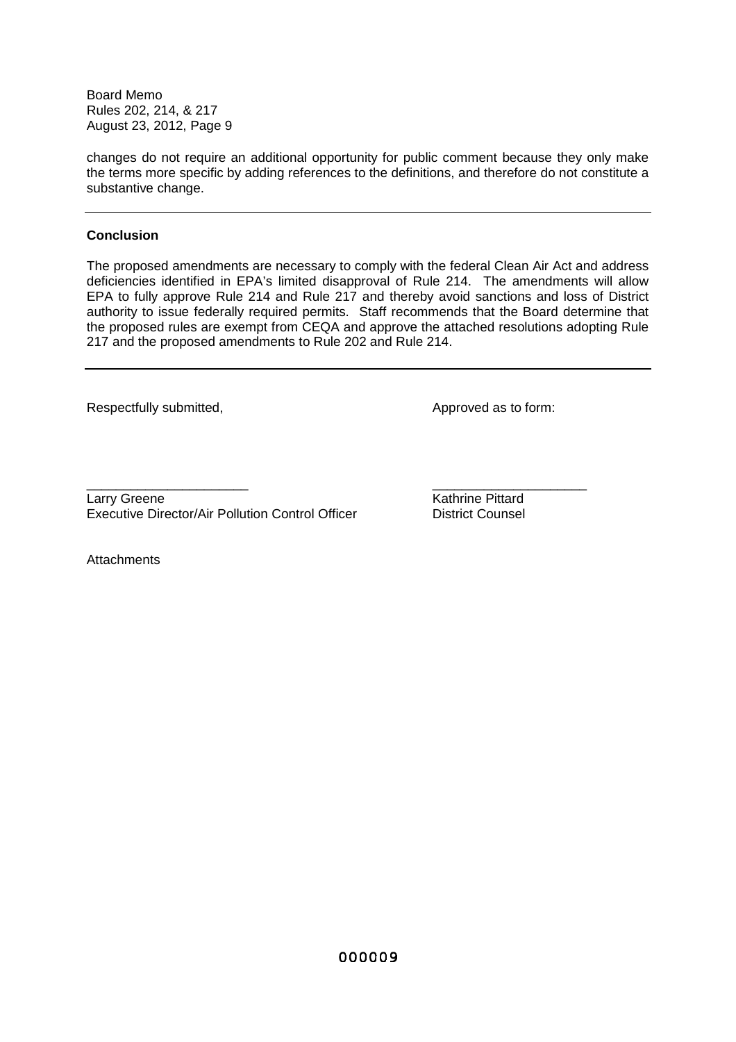changes do not require an additional opportunity for public comment because they only make the terms more specific by adding references to the definitions, and therefore do not constitute a substantive change.

---

**Conclusion**

The proposed amendments are necessary to comply with the federal Clean Air Act and address deficiencies identified in EPA's limited disapproval of Rule 214. The amendments will allow EPA to fully approve Rule 214 and Rule 217 and thereby avoid sanctions and loss of District authority to issue federally required permits. Staff recommends that the Board determine that the proposed rules are exempt from CEQA and approve the attached resolutions adopting Rule 217 and the proposed amendments to Rule 202 and Rule 214.

---

Respectfully submitted,

______________________
Larry Greene
Executive Director/Air Pollution Control Officer

Approved as to form:

______________________
Kathrine Pittard
District Counsel

Attachments